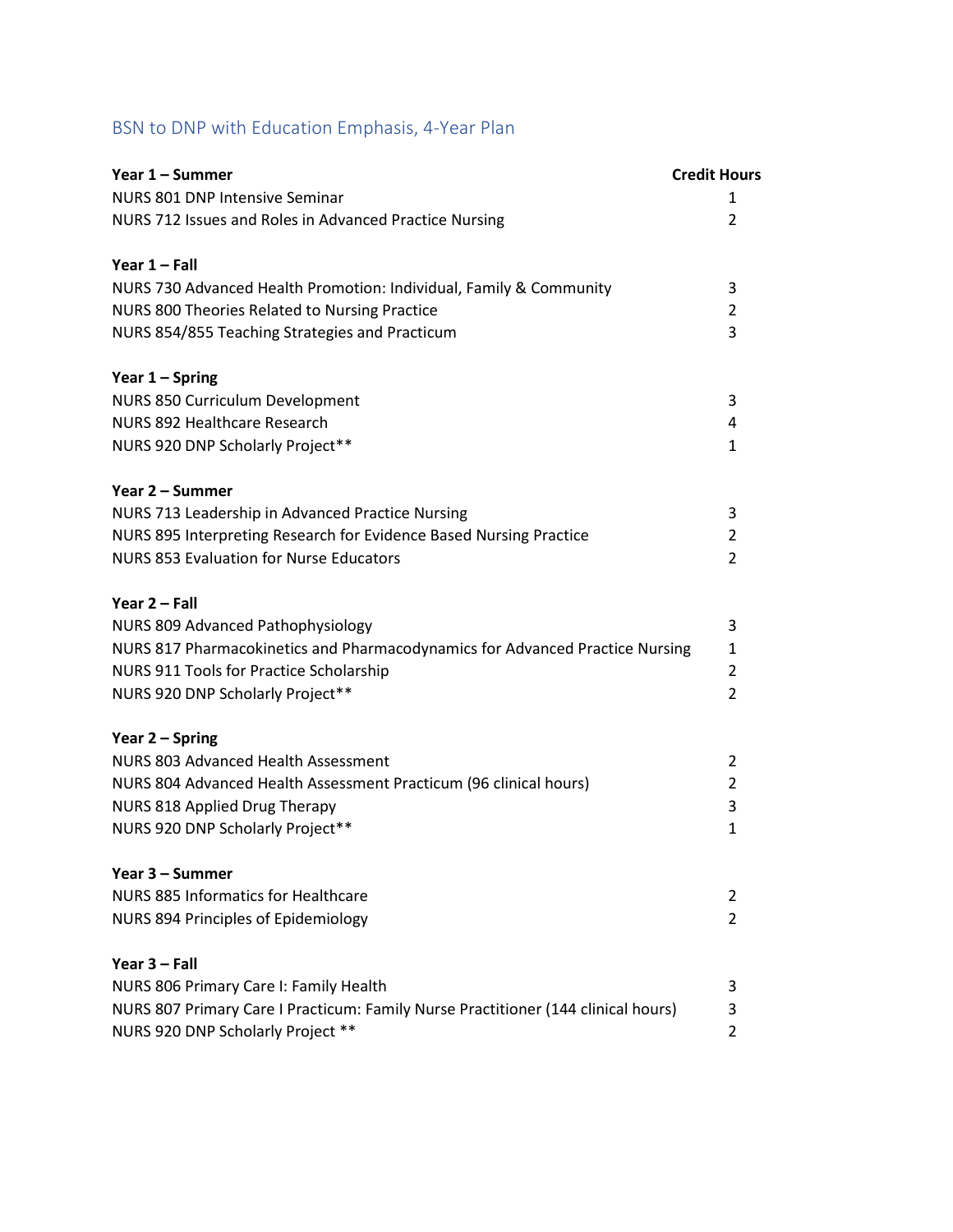## BSN to DNP with Education Emphasis, 4-Year Plan

| **Year 1 – Summer** | **Credit Hours** |
|---|---|
| NURS 801 DNP Intensive Seminar | 1 |
| NURS 712 Issues and Roles in Advanced Practice Nursing | 2 |
| | |
| **Year 1 – Fall** | |
| NURS 730 Advanced Health Promotion: Individual, Family & Community | 3 |
| NURS 800 Theories Related to Nursing Practice | 2 |
| NURS 854/855 Teaching Strategies and Practicum | 3 |
| | |
| **Year 1 – Spring** | |
| NURS 850 Curriculum Development | 3 |
| NURS 892 Healthcare Research | 4 |
| NURS 920 DNP Scholarly Project** | 1 |
| | |
| **Year 2 – Summer** | |
| NURS 713 Leadership in Advanced Practice Nursing | 3 |
| NURS 895 Interpreting Research for Evidence Based Nursing Practice | 2 |
| NURS 853 Evaluation for Nurse Educators | 2 |
| | |
| **Year 2 – Fall** | |
| NURS 809 Advanced Pathophysiology | 3 |
| NURS 817 Pharmacokinetics and Pharmacodynamics for Advanced Practice Nursing | 1 |
| NURS 911 Tools for Practice Scholarship | 2 |
| NURS 920 DNP Scholarly Project** | 2 |
| | |
| **Year 2 – Spring** | |
| NURS 803 Advanced Health Assessment | 2 |
| NURS 804 Advanced Health Assessment Practicum (96 clinical hours) | 2 |
| NURS 818 Applied Drug Therapy | 3 |
| NURS 920 DNP Scholarly Project** | 1 |
| | |
| **Year 3 – Summer** | |
| NURS 885 Informatics for Healthcare | 2 |
| NURS 894 Principles of Epidemiology | 2 |
| | |
| **Year 3 – Fall** | |
| NURS 806 Primary Care I: Family Health | 3 |
| NURS 807 Primary Care I Practicum: Family Nurse Practitioner (144 clinical hours) | 3 |
| NURS 920 DNP Scholarly Project ** | 2 |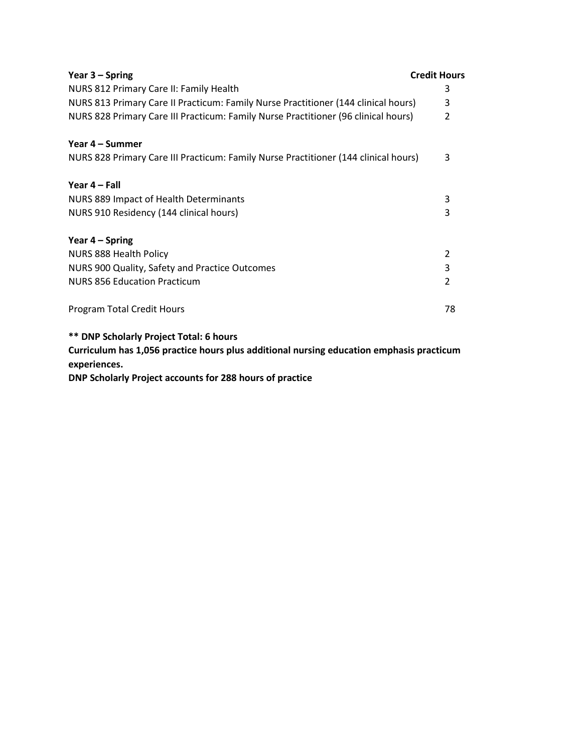| Year 3 – Spring | Credit Hours |
|---|---|
| NURS 812 Primary Care II: Family Health | 3 |
| NURS 813 Primary Care II Practicum: Family Nurse Practitioner (144 clinical hours) | 3 |
| NURS 828 Primary Care III Practicum: Family Nurse Practitioner (96 clinical hours) | 2 |
| **Year 4 – Summer** | |
| NURS 828 Primary Care III Practicum: Family Nurse Practitioner (144 clinical hours) | 3 |
| **Year 4 – Fall** | |
| NURS 889 Impact of Health Determinants | 3 |
| NURS 910 Residency (144 clinical hours) | 3 |
| **Year 4 – Spring** | |
| NURS 888 Health Policy | 2 |
| NURS 900 Quality, Safety and Practice Outcomes | 3 |
| NURS 856 Education Practicum | 2 |
| Program Total Credit Hours | 78 |

**** DNP Scholarly Project Total: 6 hours**

**Curriculum has 1,056 practice hours plus additional nursing education emphasis practicum experiences.**

**DNP Scholarly Project accounts for 288 hours of practice**